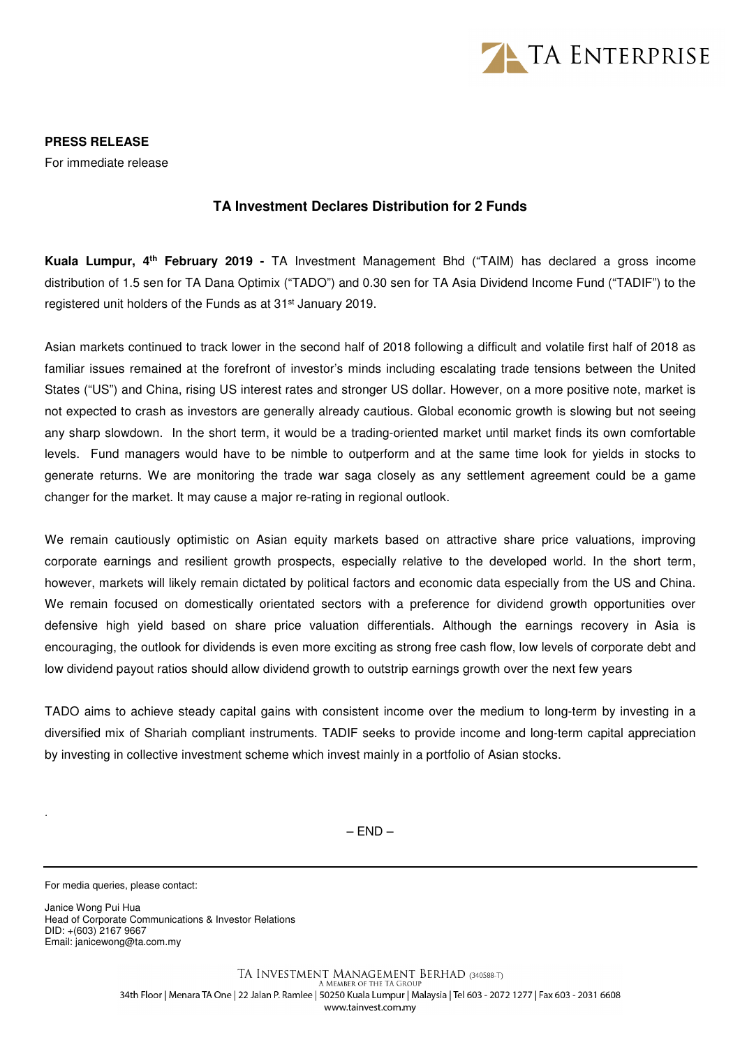**PRESS RELEASE**

For immediate release

## TA Investment Declares Distribution for 2 Funds

**Kuala Lumpur, 4th February 2019 -** TA Investment Management Bhd ("TAIM) has declared a gross income distribution of 1.5 sen for TA Dana Optimix ("TADO") and 0.30 sen for TA Asia Dividend Income Fund ("TADIF") to the registered unit holders of the Funds as at 31st January 2019.

Asian markets continued to track lower in the second half of 2018 following a difficult and volatile first half of 2018 as familiar issues remained at the forefront of investor's minds including escalating trade tensions between the United States ("US") and China, rising US interest rates and stronger US dollar. However, on a more positive note, market is not expected to crash as investors are generally already cautious. Global economic growth is slowing but not seeing any sharp slowdown. In the short term, it would be a trading-oriented market until market finds its own comfortable levels. Fund managers would have to be nimble to outperform and at the same time look for yields in stocks to generate returns. We are monitoring the trade war saga closely as any settlement agreement could be a game changer for the market. It may cause a major re-rating in regional outlook.

We remain cautiously optimistic on Asian equity markets based on attractive share price valuations, improving corporate earnings and resilient growth prospects, especially relative to the developed world. In the short term, however, markets will likely remain dictated by political factors and economic data especially from the US and China. We remain focused on domestically orientated sectors with a preference for dividend growth opportunities over defensive high yield based on share price valuation differentials. Although the earnings recovery in Asia is encouraging, the outlook for dividends is even more exciting as strong free cash flow, low levels of corporate debt and low dividend payout ratios should allow dividend growth to outstrip earnings growth over the next few years

TADO aims to achieve steady capital gains with consistent income over the medium to long-term by investing in a diversified mix of Shariah compliant instruments. TADIF seeks to provide income and long-term capital appreciation by investing in collective investment scheme which invest mainly in a portfolio of Asian stocks.

– END –

---

For media queries, please contact:

Janice Wong Pui Hua
Head of Corporate Communications & Investor Relations
DID: +(603) 2167 9667
Email: janicewong@ta.com.my

TA INVESTMENT MANAGEMENT BERHAD (340588-T)
A MEMBER OF THE TA GROUP
34th Floor | Menara TA One | 22 Jalan P. Ramlee | 50250 Kuala Lumpur | Malaysia | Tel 603 - 2072 1277 | Fax 603 - 2031 6608
www.tainvest.com.my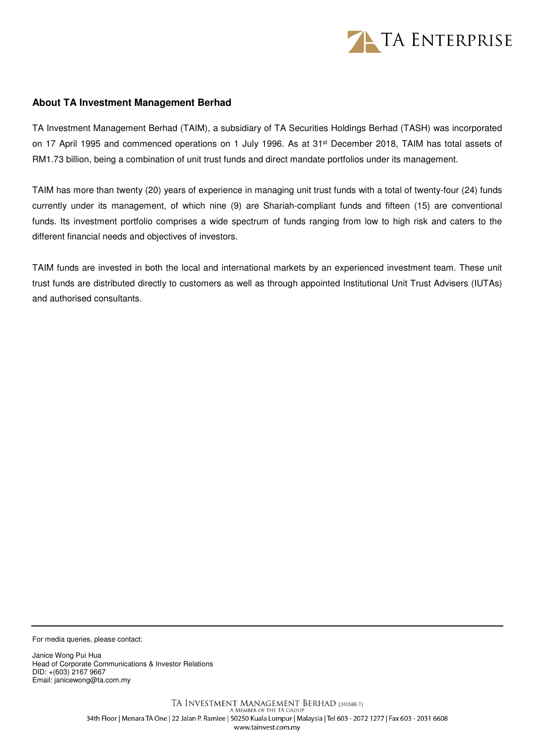## About TA Investment Management Berhad

TA Investment Management Berhad (TAIM), a subsidiary of TA Securities Holdings Berhad (TASH) was incorporated on 17 April 1995 and commenced operations on 1 July 1996. As at 31st December 2018, TAIM has total assets of RM1.73 billion, being a combination of unit trust funds and direct mandate portfolios under its management.

TAIM has more than twenty (20) years of experience in managing unit trust funds with a total of twenty-four (24) funds currently under its management, of which nine (9) are Shariah-compliant funds and fifteen (15) are conventional funds. Its investment portfolio comprises a wide spectrum of funds ranging from low to high risk and caters to the different financial needs and objectives of investors.

TAIM funds are invested in both the local and international markets by an experienced investment team. These unit trust funds are distributed directly to customers as well as through appointed Institutional Unit Trust Advisers (IUTAs) and authorised consultants.

---

For media queries, please contact:

Janice Wong Pui Hua
Head of Corporate Communications & Investor Relations
DID: +(603) 2167 9667
Email: janicewong@ta.com.my

TA Investment Management Berhad (340588-T)
A Member of the TA Group
34th Floor | Menara TA One | 22 Jalan P. Ramlee | 50250 Kuala Lumpur | Malaysia | Tel 603 - 2072 1277 | Fax 603 - 2031 6608
www.tainvest.com.my